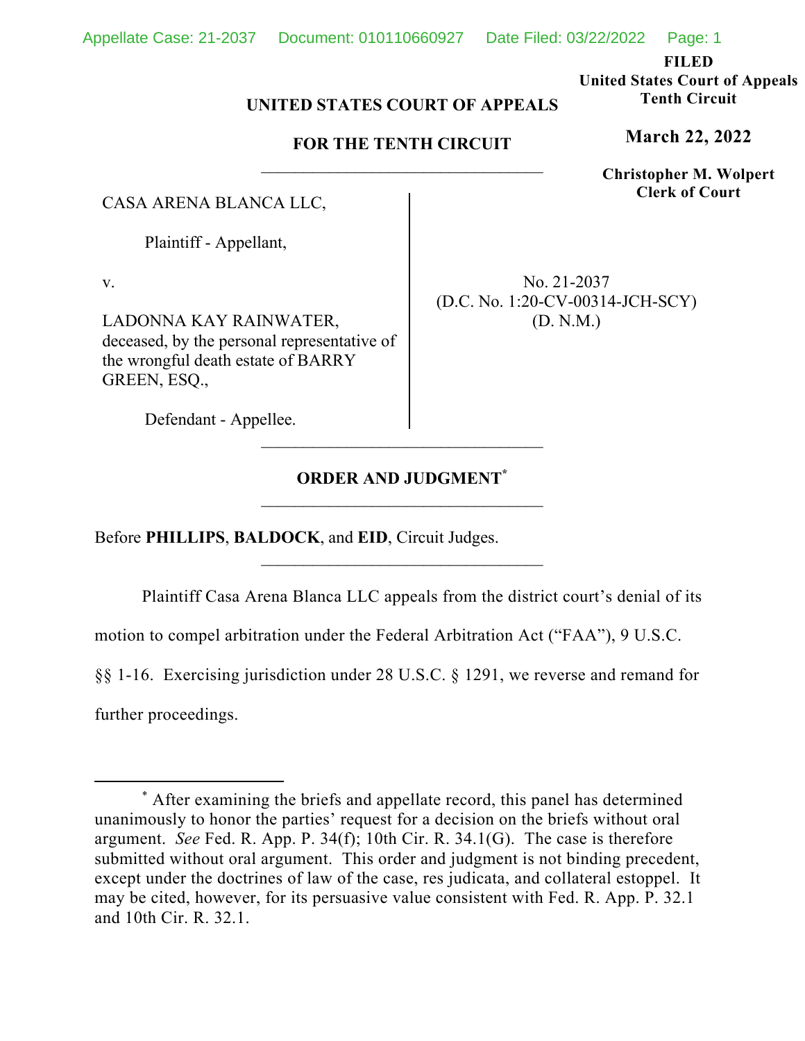**FILED**
**United States Court of Appeals**
**Tenth Circuit**

**March 22, 2022**

**Christopher M. Wolpert**
**Clerk of Court**

**UNITED STATES COURT OF APPEALS**

**FOR THE TENTH CIRCUIT**

---

CASA ARENA BLANCA LLC,

Plaintiff - Appellant,

v.

LADONNA KAY RAINWATER, deceased, by the personal representative of the wrongful death estate of BARRY GREEN, ESQ.,

Defendant - Appellee.

No. 21-2037
(D.C. No. 1:20-CV-00314-JCH-SCY)
(D. N.M.)

---

**ORDER AND JUDGMENT**[*]

---

Before **PHILLIPS**, **BALDOCK**, and **EID**, Circuit Judges.

---

Plaintiff Casa Arena Blanca LLC appeals from the district court's denial of its motion to compel arbitration under the Federal Arbitration Act ("FAA"), 9 U.S.C. §§ 1-16. Exercising jurisdiction under 28 U.S.C. § 1291, we reverse and remand for further proceedings.

[*] After examining the briefs and appellate record, this panel has determined unanimously to honor the parties' request for a decision on the briefs without oral argument. *See* Fed. R. App. P. 34(f); 10th Cir. R. 34.1(G). The case is therefore submitted without oral argument. This order and judgment is not binding precedent, except under the doctrines of law of the case, res judicata, and collateral estoppel. It may be cited, however, for its persuasive value consistent with Fed. R. App. P. 32.1 and 10th Cir. R. 32.1.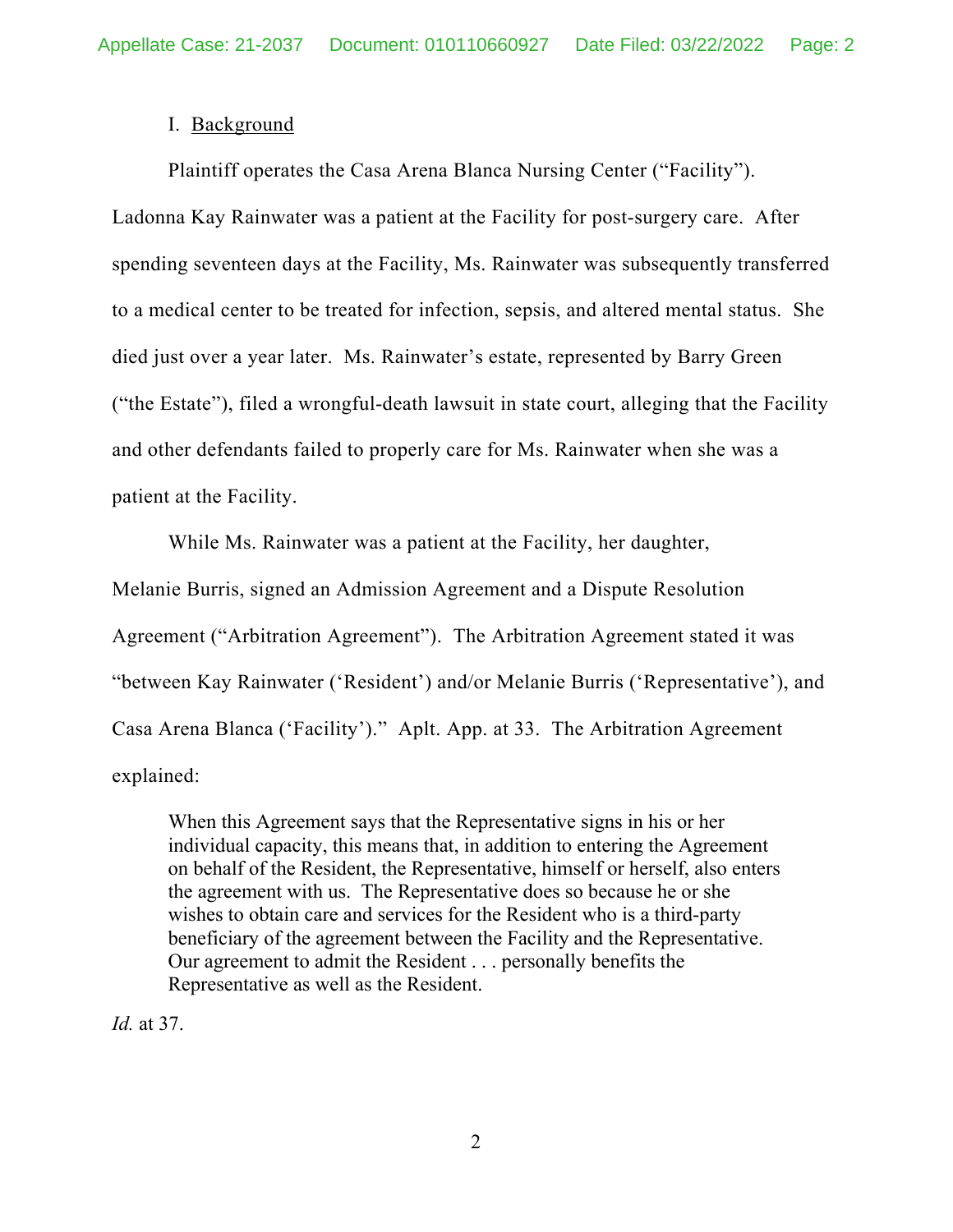## I. Background

Plaintiff operates the Casa Arena Blanca Nursing Center ("Facility"). Ladonna Kay Rainwater was a patient at the Facility for post-surgery care. After spending seventeen days at the Facility, Ms. Rainwater was subsequently transferred to a medical center to be treated for infection, sepsis, and altered mental status. She died just over a year later. Ms. Rainwater's estate, represented by Barry Green ("the Estate"), filed a wrongful-death lawsuit in state court, alleging that the Facility and other defendants failed to properly care for Ms. Rainwater when she was a patient at the Facility.

While Ms. Rainwater was a patient at the Facility, her daughter, Melanie Burris, signed an Admission Agreement and a Dispute Resolution Agreement ("Arbitration Agreement"). The Arbitration Agreement stated it was "between Kay Rainwater ('Resident') and/or Melanie Burris ('Representative'), and Casa Arena Blanca ('Facility')." Aplt. App. at 33. The Arbitration Agreement explained:

> When this Agreement says that the Representative signs in his or her individual capacity, this means that, in addition to entering the Agreement on behalf of the Resident, the Representative, himself or herself, also enters the agreement with us. The Representative does so because he or she wishes to obtain care and services for the Resident who is a third-party beneficiary of the agreement between the Facility and the Representative. Our agreement to admit the Resident . . . personally benefits the Representative as well as the Resident.

*Id.* at 37.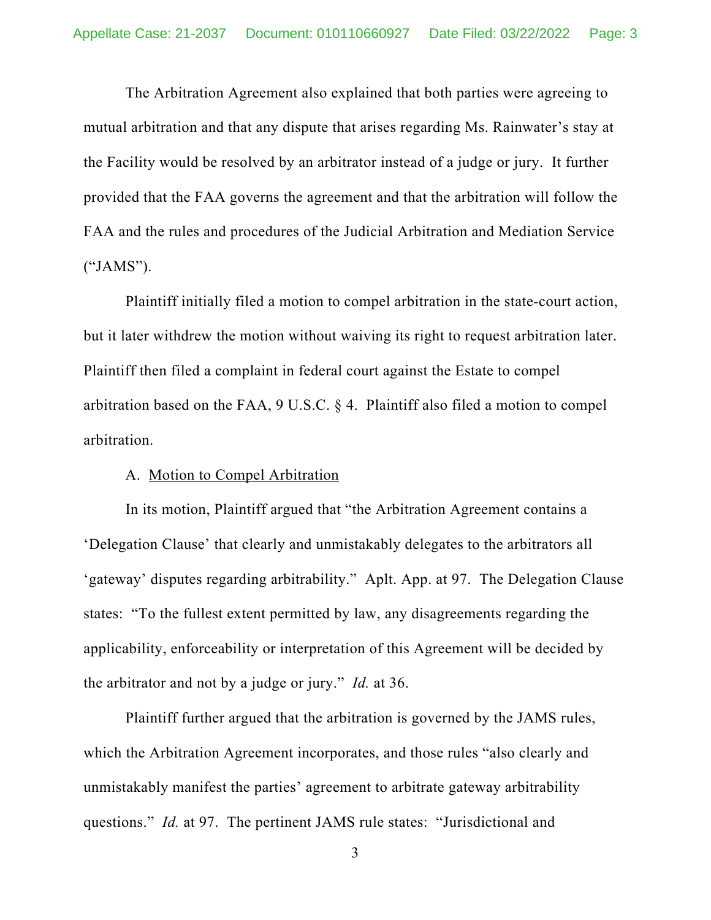The Arbitration Agreement also explained that both parties were agreeing to mutual arbitration and that any dispute that arises regarding Ms. Rainwater's stay at the Facility would be resolved by an arbitrator instead of a judge or jury. It further provided that the FAA governs the agreement and that the arbitration will follow the FAA and the rules and procedures of the Judicial Arbitration and Mediation Service ("JAMS").

Plaintiff initially filed a motion to compel arbitration in the state-court action, but it later withdrew the motion without waiving its right to request arbitration later. Plaintiff then filed a complaint in federal court against the Estate to compel arbitration based on the FAA, 9 U.S.C. § 4. Plaintiff also filed a motion to compel arbitration.

A. Motion to Compel Arbitration

In its motion, Plaintiff argued that "the Arbitration Agreement contains a 'Delegation Clause' that clearly and unmistakably delegates to the arbitrators all 'gateway' disputes regarding arbitrability." Aplt. App. at 97. The Delegation Clause states: "To the fullest extent permitted by law, any disagreements regarding the applicability, enforceability or interpretation of this Agreement will be decided by the arbitrator and not by a judge or jury." *Id.* at 36.

Plaintiff further argued that the arbitration is governed by the JAMS rules, which the Arbitration Agreement incorporates, and those rules "also clearly and unmistakably manifest the parties' agreement to arbitrate gateway arbitrability questions." *Id.* at 97. The pertinent JAMS rule states: "Jurisdictional and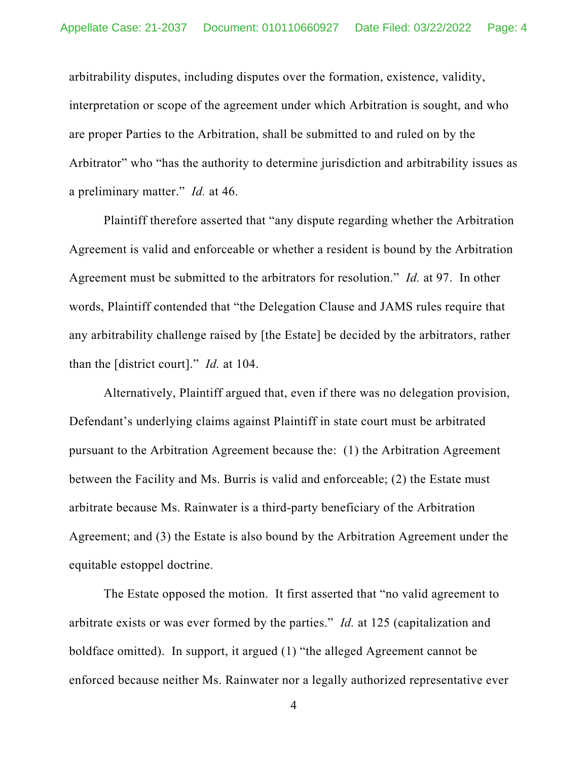arbitrability disputes, including disputes over the formation, existence, validity, interpretation or scope of the agreement under which Arbitration is sought, and who are proper Parties to the Arbitration, shall be submitted to and ruled on by the Arbitrator" who "has the authority to determine jurisdiction and arbitrability issues as a preliminary matter." *Id.* at 46.

Plaintiff therefore asserted that "any dispute regarding whether the Arbitration Agreement is valid and enforceable or whether a resident is bound by the Arbitration Agreement must be submitted to the arbitrators for resolution." *Id.* at 97. In other words, Plaintiff contended that "the Delegation Clause and JAMS rules require that any arbitrability challenge raised by [the Estate] be decided by the arbitrators, rather than the [district court]." *Id.* at 104.

Alternatively, Plaintiff argued that, even if there was no delegation provision, Defendant's underlying claims against Plaintiff in state court must be arbitrated pursuant to the Arbitration Agreement because the: (1) the Arbitration Agreement between the Facility and Ms. Burris is valid and enforceable; (2) the Estate must arbitrate because Ms. Rainwater is a third-party beneficiary of the Arbitration Agreement; and (3) the Estate is also bound by the Arbitration Agreement under the equitable estoppel doctrine.

The Estate opposed the motion. It first asserted that "no valid agreement to arbitrate exists or was ever formed by the parties." *Id.* at 125 (capitalization and boldface omitted). In support, it argued (1) "the alleged Agreement cannot be enforced because neither Ms. Rainwater nor a legally authorized representative ever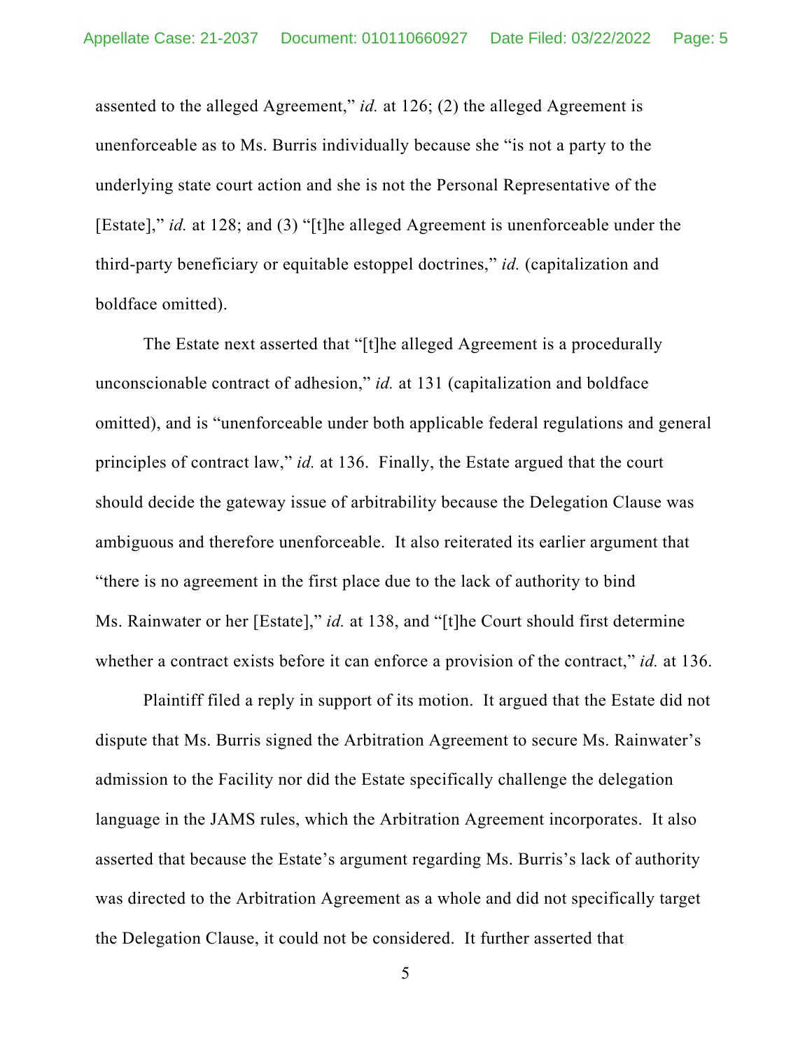assented to the alleged Agreement," *id.* at 126; (2) the alleged Agreement is unenforceable as to Ms. Burris individually because she "is not a party to the underlying state court action and she is not the Personal Representative of the [Estate]," *id.* at 128; and (3) "[t]he alleged Agreement is unenforceable under the third-party beneficiary or equitable estoppel doctrines," *id.* (capitalization and boldface omitted).

The Estate next asserted that "[t]he alleged Agreement is a procedurally unconscionable contract of adhesion," *id.* at 131 (capitalization and boldface omitted), and is "unenforceable under both applicable federal regulations and general principles of contract law," *id.* at 136. Finally, the Estate argued that the court should decide the gateway issue of arbitrability because the Delegation Clause was ambiguous and therefore unenforceable. It also reiterated its earlier argument that "there is no agreement in the first place due to the lack of authority to bind Ms. Rainwater or her [Estate]," *id.* at 138, and "[t]he Court should first determine whether a contract exists before it can enforce a provision of the contract," *id.* at 136.

Plaintiff filed a reply in support of its motion. It argued that the Estate did not dispute that Ms. Burris signed the Arbitration Agreement to secure Ms. Rainwater's admission to the Facility nor did the Estate specifically challenge the delegation language in the JAMS rules, which the Arbitration Agreement incorporates. It also asserted that because the Estate's argument regarding Ms. Burris's lack of authority was directed to the Arbitration Agreement as a whole and did not specifically target the Delegation Clause, it could not be considered. It further asserted that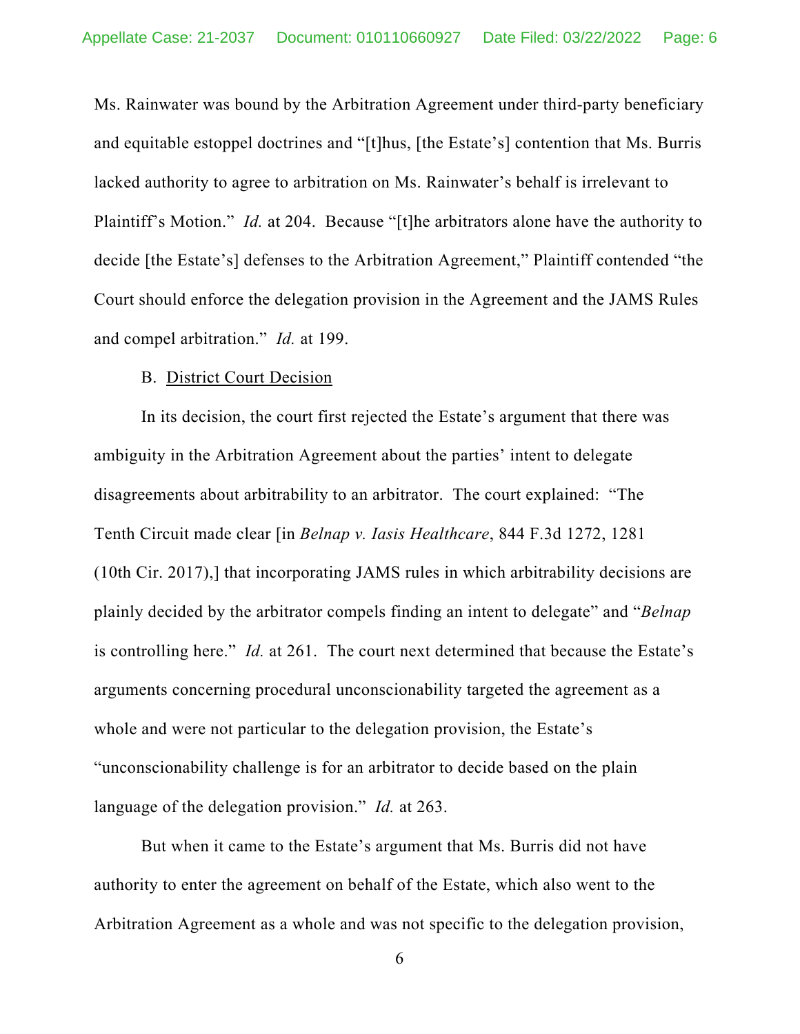Ms. Rainwater was bound by the Arbitration Agreement under third-party beneficiary and equitable estoppel doctrines and "[t]hus, [the Estate's] contention that Ms. Burris lacked authority to agree to arbitration on Ms. Rainwater's behalf is irrelevant to Plaintiff's Motion." *Id.* at 204. Because "[t]he arbitrators alone have the authority to decide [the Estate's] defenses to the Arbitration Agreement," Plaintiff contended "the Court should enforce the delegation provision in the Agreement and the JAMS Rules and compel arbitration." *Id.* at 199.

B. <u>District Court Decision</u>

In its decision, the court first rejected the Estate's argument that there was ambiguity in the Arbitration Agreement about the parties' intent to delegate disagreements about arbitrability to an arbitrator. The court explained: "The Tenth Circuit made clear [in *Belnap v. Iasis Healthcare*, 844 F.3d 1272, 1281 (10th Cir. 2017),] that incorporating JAMS rules in which arbitrability decisions are plainly decided by the arbitrator compels finding an intent to delegate" and "*Belnap* is controlling here." *Id.* at 261. The court next determined that because the Estate's arguments concerning procedural unconscionability targeted the agreement as a whole and were not particular to the delegation provision, the Estate's "unconscionability challenge is for an arbitrator to decide based on the plain language of the delegation provision." *Id.* at 263.

But when it came to the Estate's argument that Ms. Burris did not have authority to enter the agreement on behalf of the Estate, which also went to the Arbitration Agreement as a whole and was not specific to the delegation provision,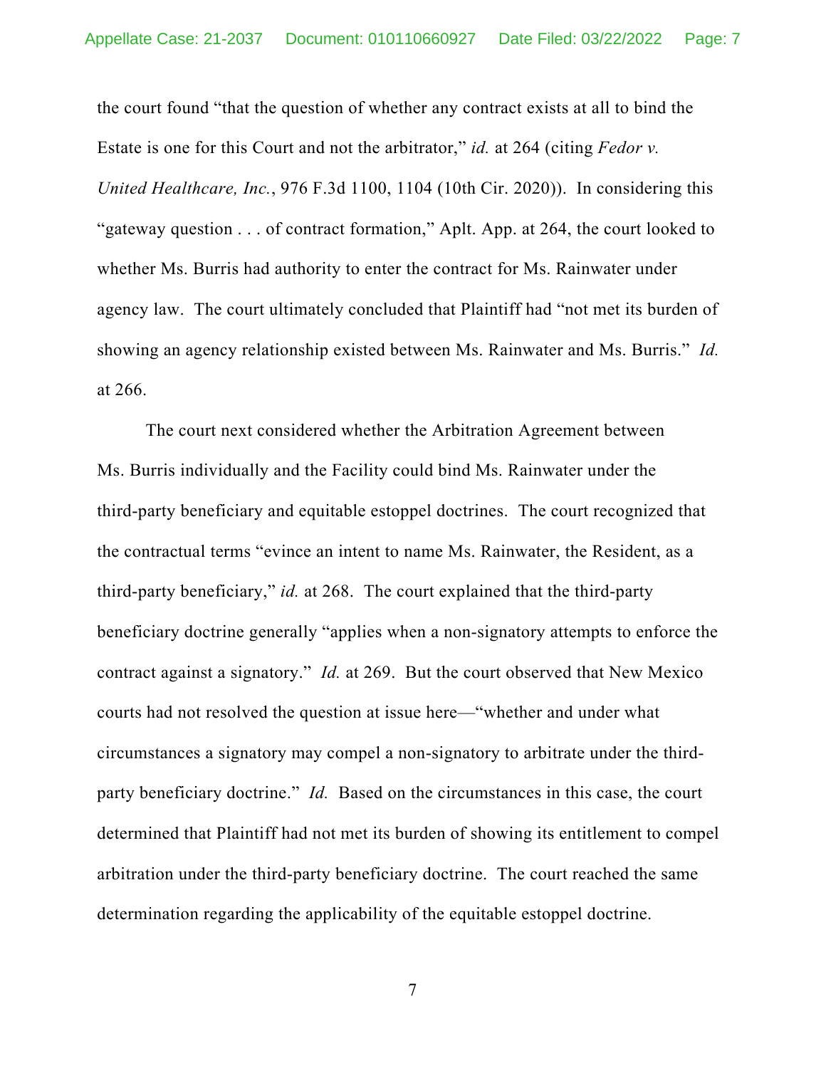the court found "that the question of whether any contract exists at all to bind the Estate is one for this Court and not the arbitrator," *id.* at 264 (citing *Fedor v. United Healthcare, Inc.*, 976 F.3d 1100, 1104 (10th Cir. 2020)). In considering this "gateway question . . . of contract formation," Aplt. App. at 264, the court looked to whether Ms. Burris had authority to enter the contract for Ms. Rainwater under agency law. The court ultimately concluded that Plaintiff had "not met its burden of showing an agency relationship existed between Ms. Rainwater and Ms. Burris." *Id.* at 266.

The court next considered whether the Arbitration Agreement between Ms. Burris individually and the Facility could bind Ms. Rainwater under the third-party beneficiary and equitable estoppel doctrines. The court recognized that the contractual terms "evince an intent to name Ms. Rainwater, the Resident, as a third-party beneficiary," *id.* at 268. The court explained that the third-party beneficiary doctrine generally "applies when a non-signatory attempts to enforce the contract against a signatory." *Id.* at 269. But the court observed that New Mexico courts had not resolved the question at issue here—"whether and under what circumstances a signatory may compel a non-signatory to arbitrate under the third-party beneficiary doctrine." *Id.* Based on the circumstances in this case, the court determined that Plaintiff had not met its burden of showing its entitlement to compel arbitration under the third-party beneficiary doctrine. The court reached the same determination regarding the applicability of the equitable estoppel doctrine.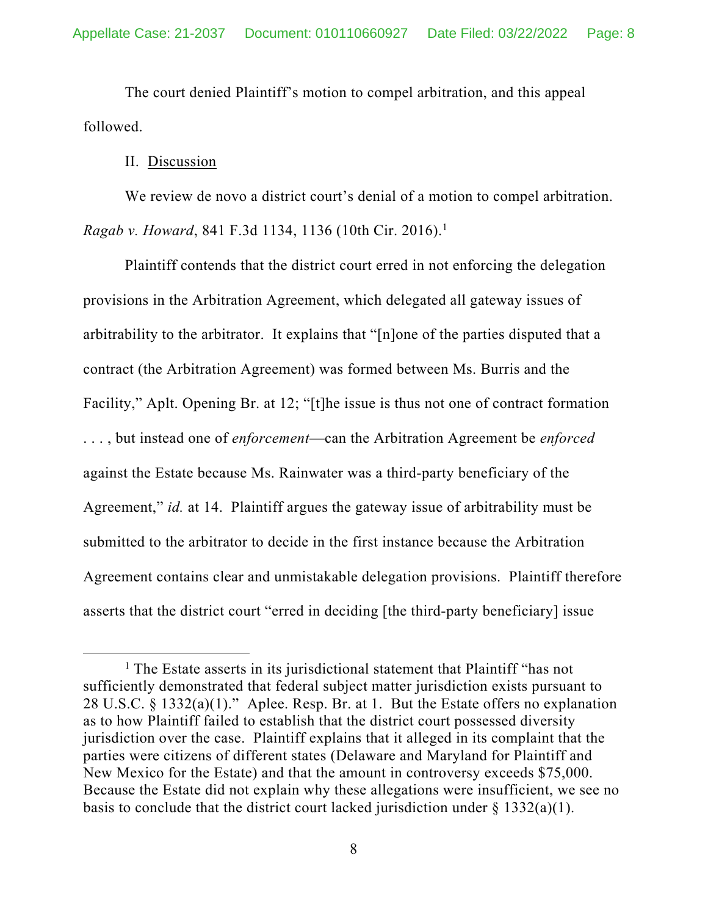The court denied Plaintiff's motion to compel arbitration, and this appeal followed.

II. Discussion

We review de novo a district court's denial of a motion to compel arbitration. *Ragab v. Howard*, 841 F.3d 1134, 1136 (10th Cir. 2016).[1]

Plaintiff contends that the district court erred in not enforcing the delegation provisions in the Arbitration Agreement, which delegated all gateway issues of arbitrability to the arbitrator. It explains that "[n]one of the parties disputed that a contract (the Arbitration Agreement) was formed between Ms. Burris and the Facility," Aplt. Opening Br. at 12; "[t]he issue is thus not one of contract formation . . . , but instead one of *enforcement*—can the Arbitration Agreement be *enforced* against the Estate because Ms. Rainwater was a third-party beneficiary of the Agreement," *id.* at 14. Plaintiff argues the gateway issue of arbitrability must be submitted to the arbitrator to decide in the first instance because the Arbitration Agreement contains clear and unmistakable delegation provisions. Plaintiff therefore asserts that the district court "erred in deciding [the third-party beneficiary] issue

[1] The Estate asserts in its jurisdictional statement that Plaintiff "has not sufficiently demonstrated that federal subject matter jurisdiction exists pursuant to 28 U.S.C. § 1332(a)(1)." Aplee. Resp. Br. at 1. But the Estate offers no explanation as to how Plaintiff failed to establish that the district court possessed diversity jurisdiction over the case. Plaintiff explains that it alleged in its complaint that the parties were citizens of different states (Delaware and Maryland for Plaintiff and New Mexico for the Estate) and that the amount in controversy exceeds $75,000. Because the Estate did not explain why these allegations were insufficient, we see no basis to conclude that the district court lacked jurisdiction under § 1332(a)(1).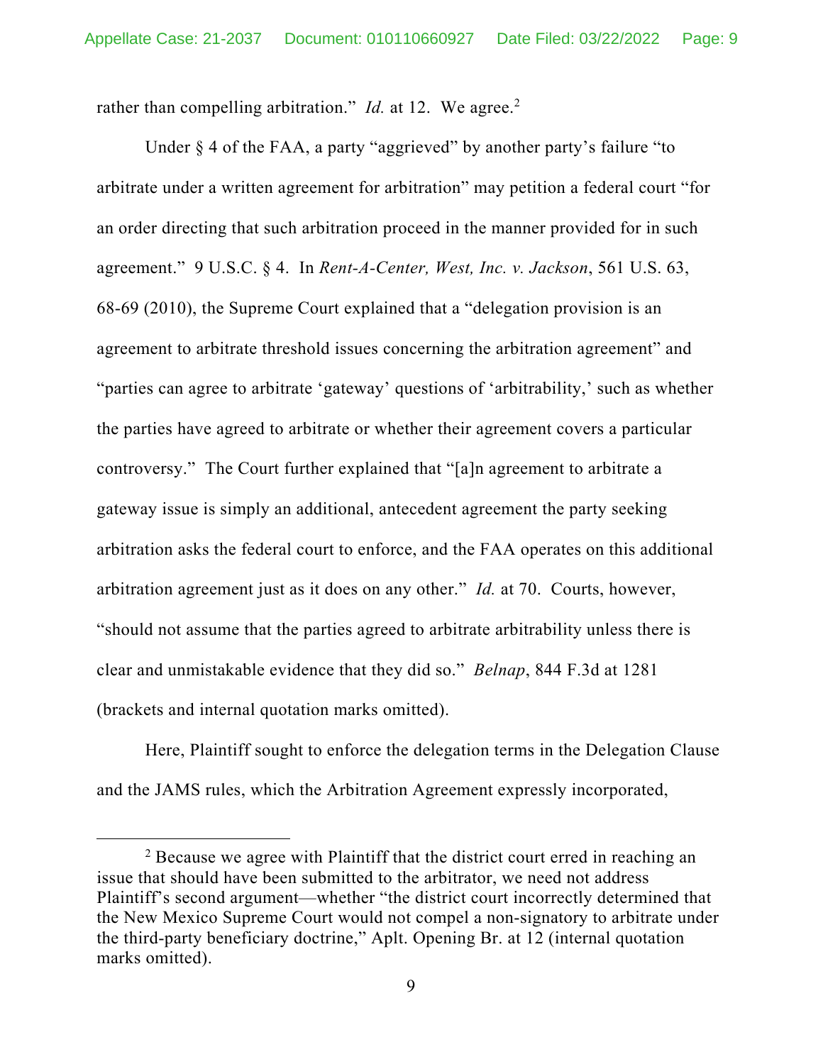rather than compelling arbitration." *Id.* at 12. We agree.[2]

Under § 4 of the FAA, a party "aggrieved" by another party's failure "to arbitrate under a written agreement for arbitration" may petition a federal court "for an order directing that such arbitration proceed in the manner provided for in such agreement." 9 U.S.C. § 4. In *Rent-A-Center, West, Inc. v. Jackson*, 561 U.S. 63, 68-69 (2010), the Supreme Court explained that a "delegation provision is an agreement to arbitrate threshold issues concerning the arbitration agreement" and "parties can agree to arbitrate 'gateway' questions of 'arbitrability,' such as whether the parties have agreed to arbitrate or whether their agreement covers a particular controversy." The Court further explained that "[a]n agreement to arbitrate a gateway issue is simply an additional, antecedent agreement the party seeking arbitration asks the federal court to enforce, and the FAA operates on this additional arbitration agreement just as it does on any other." *Id.* at 70. Courts, however, "should not assume that the parties agreed to arbitrate arbitrability unless there is clear and unmistakable evidence that they did so." *Belnap*, 844 F.3d at 1281 (brackets and internal quotation marks omitted).

Here, Plaintiff sought to enforce the delegation terms in the Delegation Clause and the JAMS rules, which the Arbitration Agreement expressly incorporated,

---

[2] Because we agree with Plaintiff that the district court erred in reaching an issue that should have been submitted to the arbitrator, we need not address Plaintiff's second argument—whether "the district court incorrectly determined that the New Mexico Supreme Court would not compel a non-signatory to arbitrate under the third-party beneficiary doctrine," Aplt. Opening Br. at 12 (internal quotation marks omitted).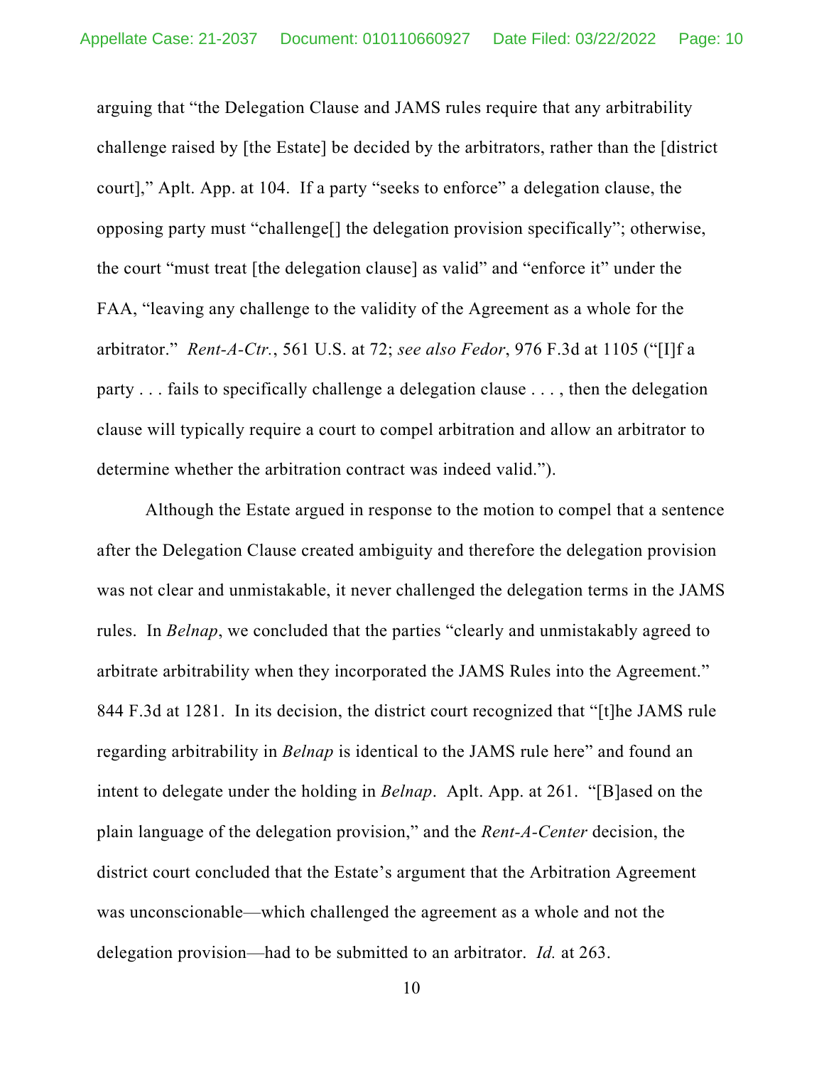arguing that "the Delegation Clause and JAMS rules require that any arbitrability challenge raised by [the Estate] be decided by the arbitrators, rather than the [district court]," Aplt. App. at 104. If a party "seeks to enforce" a delegation clause, the opposing party must "challenge[] the delegation provision specifically"; otherwise, the court "must treat [the delegation clause] as valid" and "enforce it" under the FAA, "leaving any challenge to the validity of the Agreement as a whole for the arbitrator." *Rent-A-Ctr.*, 561 U.S. at 72; *see also Fedor*, 976 F.3d at 1105 ("[I]f a party . . . fails to specifically challenge a delegation clause . . . , then the delegation clause will typically require a court to compel arbitration and allow an arbitrator to determine whether the arbitration contract was indeed valid.").

Although the Estate argued in response to the motion to compel that a sentence after the Delegation Clause created ambiguity and therefore the delegation provision was not clear and unmistakable, it never challenged the delegation terms in the JAMS rules. In *Belnap*, we concluded that the parties "clearly and unmistakably agreed to arbitrate arbitrability when they incorporated the JAMS Rules into the Agreement." 844 F.3d at 1281. In its decision, the district court recognized that "[t]he JAMS rule regarding arbitrability in *Belnap* is identical to the JAMS rule here" and found an intent to delegate under the holding in *Belnap*. Aplt. App. at 261. "[B]ased on the plain language of the delegation provision," and the *Rent-A-Center* decision, the district court concluded that the Estate's argument that the Arbitration Agreement was unconscionable—which challenged the agreement as a whole and not the delegation provision—had to be submitted to an arbitrator. *Id.* at 263.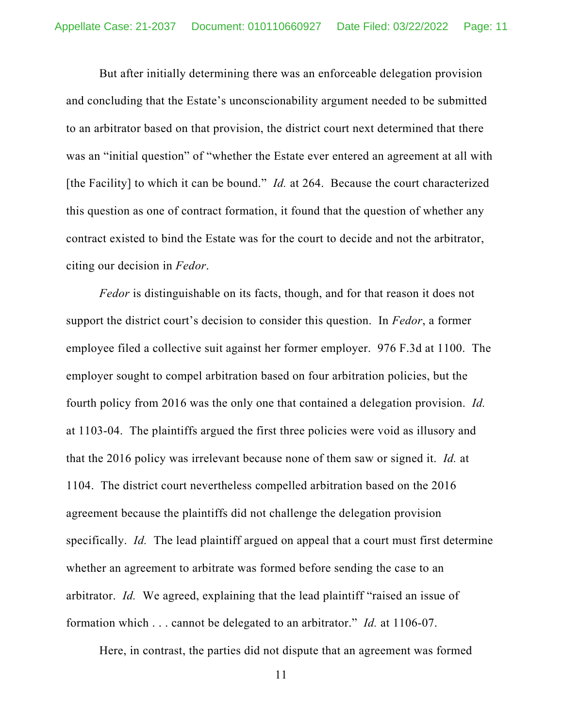But after initially determining there was an enforceable delegation provision and concluding that the Estate's unconscionability argument needed to be submitted to an arbitrator based on that provision, the district court next determined that there was an "initial question" of "whether the Estate ever entered an agreement at all with [the Facility] to which it can be bound." *Id.* at 264. Because the court characterized this question as one of contract formation, it found that the question of whether any contract existed to bind the Estate was for the court to decide and not the arbitrator, citing our decision in *Fedor*.

*Fedor* is distinguishable on its facts, though, and for that reason it does not support the district court's decision to consider this question. In *Fedor*, a former employee filed a collective suit against her former employer. 976 F.3d at 1100. The employer sought to compel arbitration based on four arbitration policies, but the fourth policy from 2016 was the only one that contained a delegation provision. *Id.* at 1103-04. The plaintiffs argued the first three policies were void as illusory and that the 2016 policy was irrelevant because none of them saw or signed it. *Id.* at 1104. The district court nevertheless compelled arbitration based on the 2016 agreement because the plaintiffs did not challenge the delegation provision specifically. *Id.* The lead plaintiff argued on appeal that a court must first determine whether an agreement to arbitrate was formed before sending the case to an arbitrator. *Id.* We agreed, explaining that the lead plaintiff "raised an issue of formation which . . . cannot be delegated to an arbitrator." *Id.* at 1106-07.

Here, in contrast, the parties did not dispute that an agreement was formed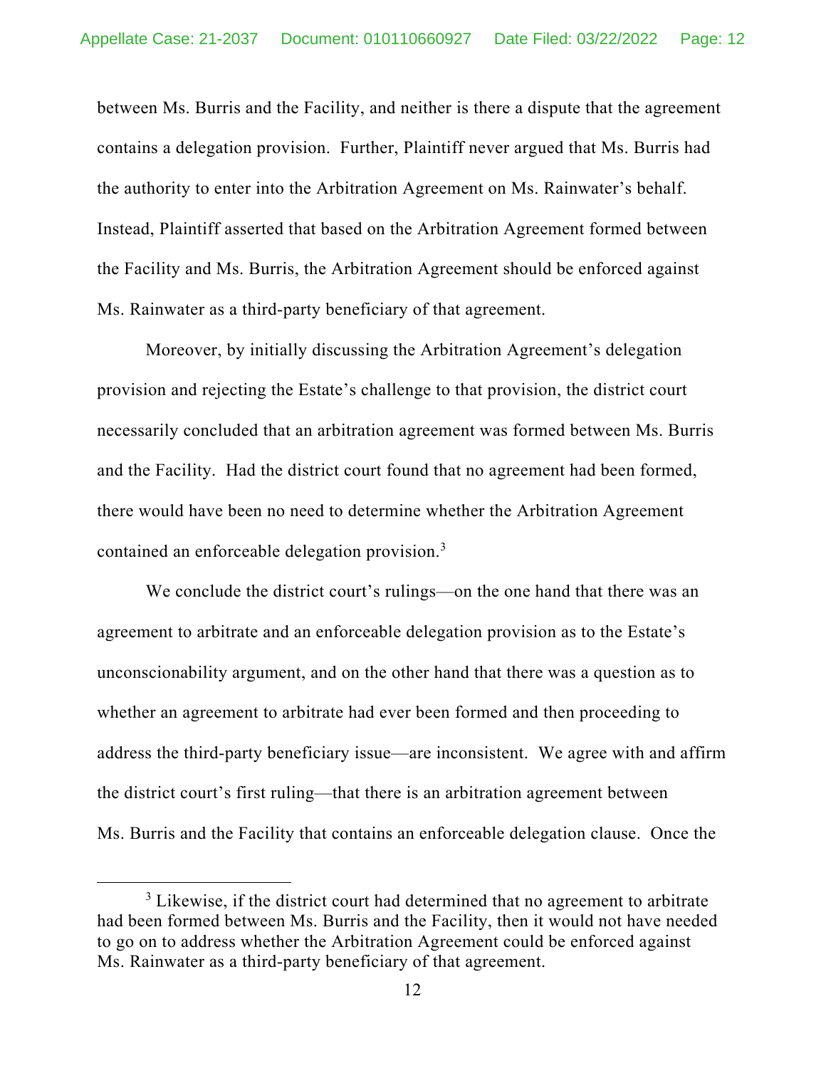between Ms. Burris and the Facility, and neither is there a dispute that the agreement contains a delegation provision. Further, Plaintiff never argued that Ms. Burris had the authority to enter into the Arbitration Agreement on Ms. Rainwater's behalf. Instead, Plaintiff asserted that based on the Arbitration Agreement formed between the Facility and Ms. Burris, the Arbitration Agreement should be enforced against Ms. Rainwater as a third-party beneficiary of that agreement.

Moreover, by initially discussing the Arbitration Agreement's delegation provision and rejecting the Estate's challenge to that provision, the district court necessarily concluded that an arbitration agreement was formed between Ms. Burris and the Facility. Had the district court found that no agreement had been formed, there would have been no need to determine whether the Arbitration Agreement contained an enforceable delegation provision.[3]

We conclude the district court's rulings—on the one hand that there was an agreement to arbitrate and an enforceable delegation provision as to the Estate's unconscionability argument, and on the other hand that there was a question as to whether an agreement to arbitrate had ever been formed and then proceeding to address the third-party beneficiary issue—are inconsistent. We agree with and affirm the district court's first ruling—that there is an arbitration agreement between Ms. Burris and the Facility that contains an enforceable delegation clause. Once the

[3] Likewise, if the district court had determined that no agreement to arbitrate had been formed between Ms. Burris and the Facility, then it would not have needed to go on to address whether the Arbitration Agreement could be enforced against Ms. Rainwater as a third-party beneficiary of that agreement.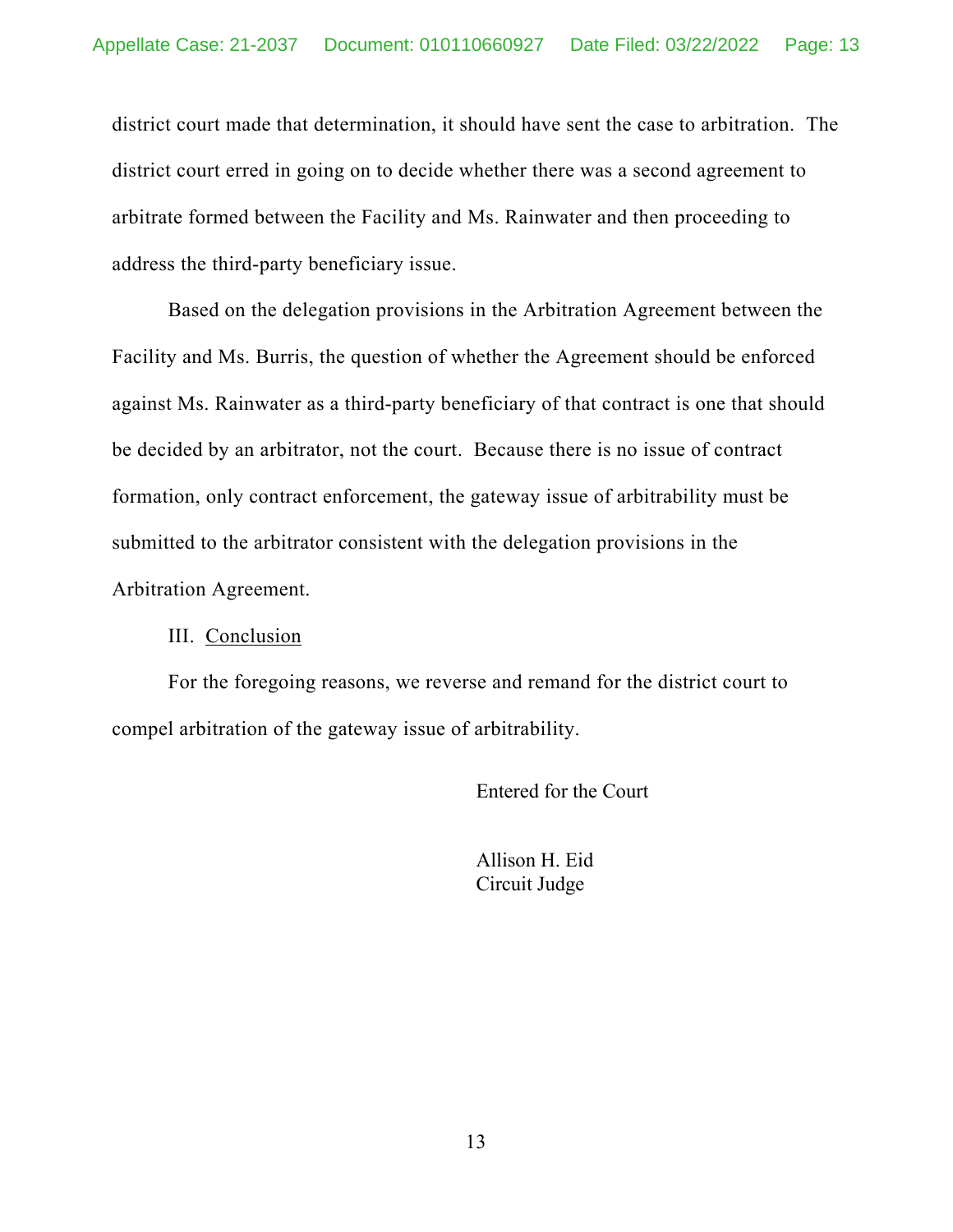district court made that determination, it should have sent the case to arbitration. The district court erred in going on to decide whether there was a second agreement to arbitrate formed between the Facility and Ms. Rainwater and then proceeding to address the third-party beneficiary issue.

Based on the delegation provisions in the Arbitration Agreement between the Facility and Ms. Burris, the question of whether the Agreement should be enforced against Ms. Rainwater as a third-party beneficiary of that contract is one that should be decided by an arbitrator, not the court. Because there is no issue of contract formation, only contract enforcement, the gateway issue of arbitrability must be submitted to the arbitrator consistent with the delegation provisions in the Arbitration Agreement.

## III. Conclusion

For the foregoing reasons, we reverse and remand for the district court to compel arbitration of the gateway issue of arbitrability.

Entered for the Court

Allison H. Eid
Circuit Judge